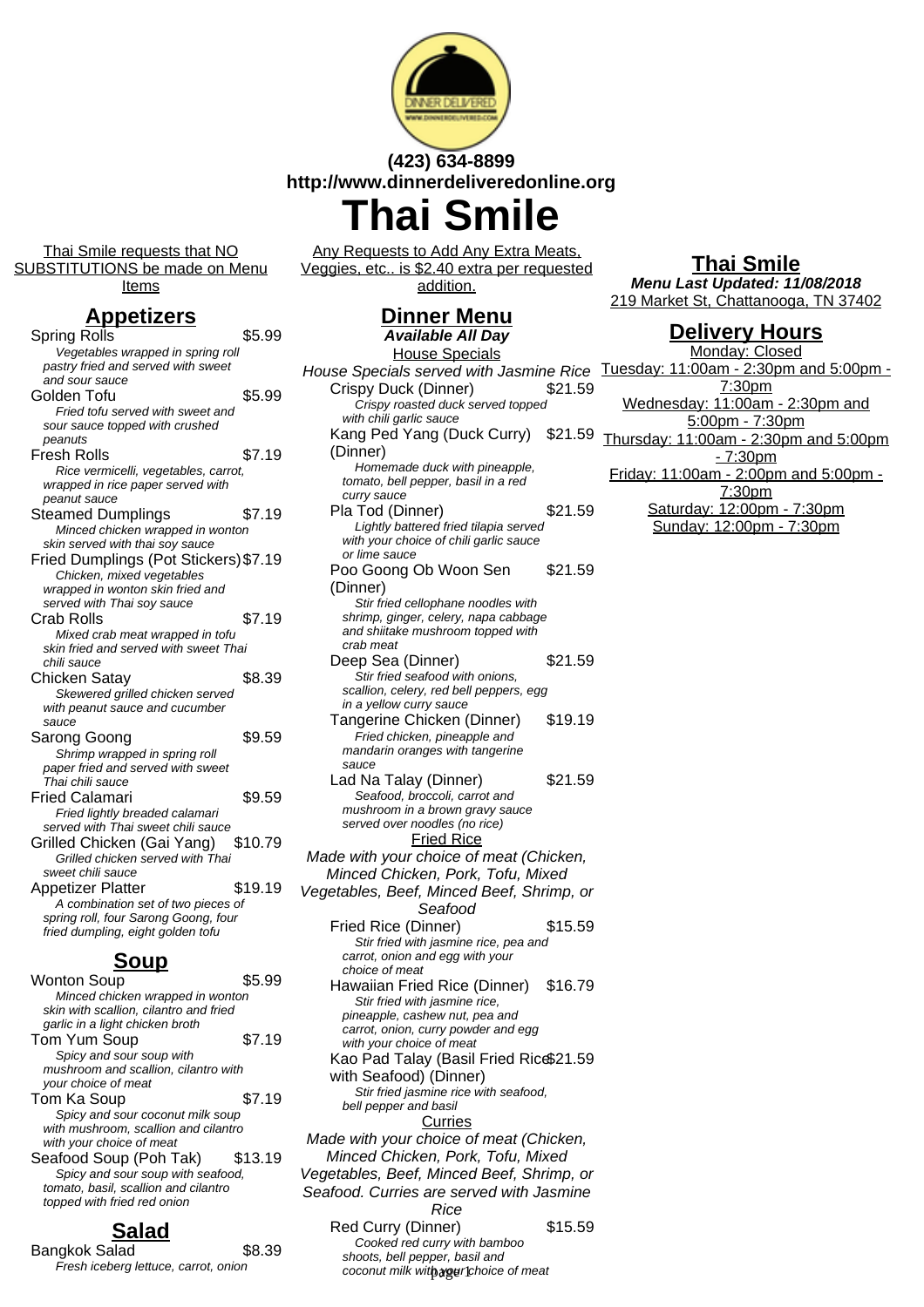(423) 634-8899
http://www.dinnerdeliveredonline.org

# Thai Smile

Thai Smile requests that NO SUBSTITUTIONS be made on Menu Items

## Appetizers

**Spring Rolls** — $5.99
*Vegetables wrapped in spring roll pastry fried and served with sweet and sour sauce*

**Golden Tofu** — $5.99
*Fried tofu served with sweet and sour sauce topped with crushed peanuts*

**Fresh Rolls** — $7.19
*Rice vermicelli, vegetables, carrot, wrapped in rice paper served with peanut sauce*

**Steamed Dumplings** — $7.19
*Minced chicken wrapped in wonton skin served with thai soy sauce*

**Fried Dumplings (Pot Stickers)** — $7.19
*Chicken, mixed vegetables wrapped in wonton skin fried and served with Thai soy sauce*

**Crab Rolls** — $7.19
*Mixed crab meat wrapped in tofu skin fried and served with sweet Thai chili sauce*

**Chicken Satay** — $8.39
*Skewered grilled chicken served with peanut sauce and cucumber sauce*

**Sarong Goong** — $9.59
*Shrimp wrapped in spring roll paper fried and served with sweet Thai chili sauce*

**Fried Calamari** — $9.59
*Fried lightly breaded calamari served with Thai sweet chili sauce*

**Grilled Chicken (Gai Yang)** — $10.79
*Grilled chicken served with Thai sweet chili sauce*

**Appetizer Platter** — $19.19
*A combination set of two pieces of spring roll, four Sarong Goong, four fried dumpling, eight golden tofu*

## Soup

**Wonton Soup** — $5.99
*Minced chicken wrapped in wonton skin with scallion, cilantro and fried garlic in a light chicken broth*

**Tom Yum Soup** — $7.19
*Spicy and sour soup with mushroom and scallion, cilantro with your choice of meat*

**Tom Ka Soup** — $7.19
*Spicy and sour coconut milk soup with mushroom, scallion and cilantro with your choice of meat*

**Seafood Soup (Poh Tak)** — $13.19
*Spicy and sour soup with seafood, tomato, basil, scallion and cilantro topped with fried red onion*

## Salad

**Bangkok Salad** — $8.39
*Fresh iceberg lettuce, carrot, onion*

Any Requests to Add Any Extra Meats, Veggies, etc.. is $2.40 extra per requested addition.

## Dinner Menu

**Available All Day**

### House Specials

House Specials served with Jasmine Rice

**Crispy Duck (Dinner)** — $21.59
*Crispy roasted duck served topped with chili garlic sauce*

**Kang Ped Yang (Duck Curry) (Dinner)** — $21.59
*Homemade duck with pineapple, tomato, bell pepper, basil in a red curry sauce*

**Pla Tod (Dinner)** — $21.59
*Lightly battered fried tilapia served with your choice of chili garlic sauce or lime sauce*

**Poo Goong Ob Woon Sen (Dinner)** — $21.59
*Stir fried cellophane noodles with shrimp, ginger, celery, napa cabbage and shiitake mushroom topped with crab meat*

**Deep Sea (Dinner)** — $21.59
*Stir fried seafood with onions, scallion, celery, red bell peppers, egg in a yellow curry sauce*

**Tangerine Chicken (Dinner)** — $19.19
*Fried chicken, pineapple and mandarin oranges with tangerine sauce*

**Lad Na Talay (Dinner)** — $21.59
*Seafood, broccoli, carrot and mushroom in a brown gravy sauce served over noodles (no rice)*

### Fried Rice

*Made with your choice of meat (Chicken, Minced Chicken, Pork, Tofu, Mixed Vegetables, Beef, Minced Beef, Shrimp, or Seafood*

**Fried Rice (Dinner)** — $15.59
*Stir fried with jasmine rice, pea and carrot, onion and egg with your choice of meat*

**Hawaiian Fried Rice (Dinner)** — $16.79
*Stir fried with jasmine rice, pineapple, cashew nut, pea and carrot, onion, curry powder and egg with your choice of meat*

**Kao Pad Talay (Basil Fried Rice with Seafood) (Dinner)** — $21.59
*Stir fried jasmine rice with seafood, bell pepper and basil*

### Curries

*Made with your choice of meat (Chicken, Minced Chicken, Pork, Tofu, Mixed Vegetables, Beef, Minced Beef, Shrimp, or Seafood. Curries are served with Jasmine Rice*

**Red Curry (Dinner)** — $15.59
*Cooked red curry with bamboo shoots, bell pepper, basil and coconut milk with your choice of meat*

## Thai Smile

**Menu Last Updated: 11/08/2018**

219 Market St, Chattanooga, TN 37402

## Delivery Hours

Monday: Closed
Tuesday: 11:00am - 2:30pm and 5:00pm - 7:30pm
Wednesday: 11:00am - 2:30pm and 5:00pm - 7:30pm
Thursday: 11:00am - 2:30pm and 5:00pm - 7:30pm
Friday: 11:00am - 2:00pm and 5:00pm - 7:30pm
Saturday: 12:00pm - 7:30pm
Sunday: 12:00pm - 7:30pm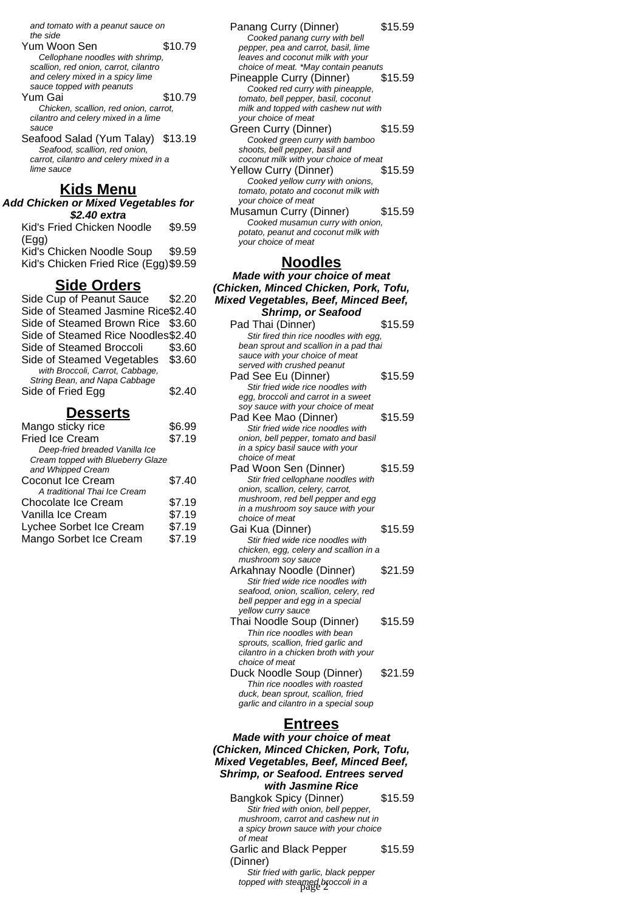*and tomato with a peanut sauce on the side*

Yum Woon Sen $10.79
*Cellophane noodles with shrimp, scallion, red onion, carrot, cilantro and celery mixed in a spicy lime sauce topped with peanuts*

Yum Gai $10.79
*Chicken, scallion, red onion, carrot, cilantro and celery mixed in a lime sauce*

Seafood Salad (Yum Talay) $13.19
*Seafood, scallion, red onion, carrot, cilantro and celery mixed in a lime sauce*

## Kids Menu

***Add Chicken or Mixed Vegetables for $2.40 extra***

Kid's Fried Chicken Noodle (Egg) $9.59

Kid's Chicken Noodle Soup $9.59

Kid's Chicken Fried Rice (Egg) $9.59

## Side Orders

Side Cup of Peanut Sauce $2.20

Side of Steamed Jasmine Rice $2.40

Side of Steamed Brown Rice $3.60

Side of Steamed Rice Noodles $2.40

Side of Steamed Broccoli $3.60

Side of Steamed Vegetables $3.60
*with Broccoli, Carrot, Cabbage, String Bean, and Napa Cabbage*

Side of Fried Egg $2.40

## Desserts

Mango sticky rice $6.99

Fried Ice Cream $7.19
*Deep-fried breaded Vanilla Ice Cream topped with Blueberry Glaze and Whipped Cream*

Coconut Ice Cream $7.40
*A traditional Thai Ice Cream*

Chocolate Ice Cream $7.19

Vanilla Ice Cream $7.19

Lychee Sorbet Ice Cream $7.19

Mango Sorbet Ice Cream $7.19

Panang Curry (Dinner) $15.59
*Cooked panang curry with bell pepper, pea and carrot, basil, lime leaves and coconut milk with your choice of meat. *May contain peanuts*

Pineapple Curry (Dinner) $15.59
*Cooked red curry with pineapple, tomato, bell pepper, basil, coconut milk and topped with cashew nut with your choice of meat*

Green Curry (Dinner) $15.59
*Cooked green curry with bamboo shoots, bell pepper, basil and coconut milk with your choice of meat*

Yellow Curry (Dinner) $15.59
*Cooked yellow curry with onions, tomato, potato and coconut milk with your choice of meat*

Musamun Curry (Dinner) $15.59
*Cooked musamun curry with onion, potato, peanut and coconut milk with your choice of meat*

## Noodles

***Made with your choice of meat (Chicken, Minced Chicken, Pork, Tofu, Mixed Vegetables, Beef, Minced Beef, Shrimp, or Seafood***

Pad Thai (Dinner) $15.59
*Stir fired thin rice noodles with egg, bean sprout and scallion in a pad thai sauce with your choice of meat served with crushed peanut*

Pad See Eu (Dinner) $15.59
*Stir fried wide rice noodles with egg, broccoli and carrot in a sweet soy sauce with your choice of meat*

Pad Kee Mao (Dinner) $15.59
*Stir fried wide rice noodles with onion, bell pepper, tomato and basil in a spicy basil sauce with your choice of meat*

Pad Woon Sen (Dinner) $15.59
*Stir fried cellophane noodles with onion, scallion, celery, carrot, mushroom, red bell pepper and egg in a mushroom soy sauce with your choice of meat*

Gai Kua (Dinner) $15.59
*Stir fried wide rice noodles with chicken, egg, celery and scallion in a mushroom soy sauce*

Arkahnay Noodle (Dinner) $21.59
*Stir fried wide rice noodles with seafood, onion, scallion, celery, red bell pepper and egg in a special yellow curry sauce*

Thai Noodle Soup (Dinner) $15.59
*Thin rice noodles with bean sprouts, scallion, fried garlic and cilantro in a chicken broth with your choice of meat*

Duck Noodle Soup (Dinner) $21.59
*Thin rice noodles with roasted duck, bean sprout, scallion, fried garlic and cilantro in a special soup*

## Entrees

***Made with your choice of meat (Chicken, Minced Chicken, Pork, Tofu, Mixed Vegetables, Beef, Minced Beef, Shrimp, or Seafood. Entrees served with Jasmine Rice***

Bangkok Spicy (Dinner) $15.59
*Stir fried with onion, bell pepper, mushroom, carrot and cashew nut in a spicy brown sauce with your choice of meat*

Garlic and Black Pepper (Dinner) $15.59
*Stir fried with garlic, black pepper topped with steamed broccoli in a*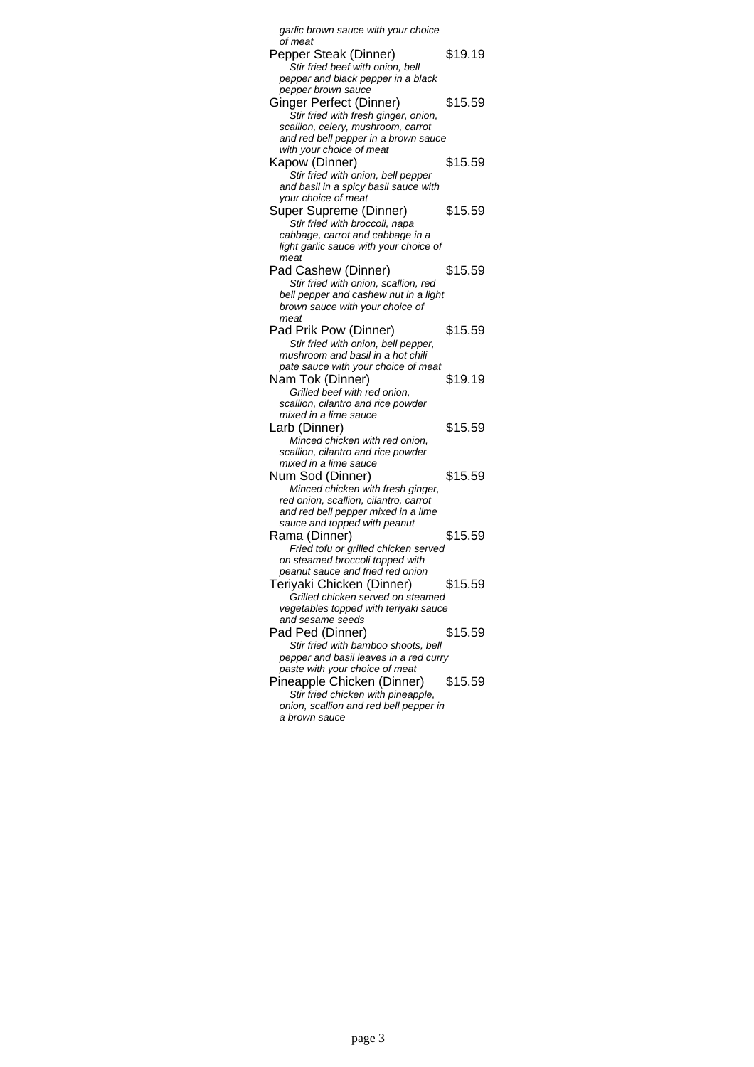*garlic brown sauce with your choice of meat*

Pepper Steak (Dinner) $19.19
*Stir fried beef with onion, bell pepper and black pepper in a black pepper brown sauce*

Ginger Perfect (Dinner) $15.59
*Stir fried with fresh ginger, onion, scallion, celery, mushroom, carrot and red bell pepper in a brown sauce with your choice of meat*

Kapow (Dinner) $15.59
*Stir fried with onion, bell pepper and basil in a spicy basil sauce with your choice of meat*

Super Supreme (Dinner) $15.59
*Stir fried with broccoli, napa cabbage, carrot and cabbage in a light garlic sauce with your choice of meat*

Pad Cashew (Dinner) $15.59
*Stir fried with onion, scallion, red bell pepper and cashew nut in a light brown sauce with your choice of meat*

Pad Prik Pow (Dinner) $15.59
*Stir fried with onion, bell pepper, mushroom and basil in a hot chili pate sauce with your choice of meat*

Nam Tok (Dinner) $19.19
*Grilled beef with red onion, scallion, cilantro and rice powder mixed in a lime sauce*

Larb (Dinner) $15.59
*Minced chicken with red onion, scallion, cilantro and rice powder mixed in a lime sauce*

Num Sod (Dinner) $15.59
*Minced chicken with fresh ginger, red onion, scallion, cilantro, carrot and red bell pepper mixed in a lime sauce and topped with peanut*

Rama (Dinner) $15.59
*Fried tofu or grilled chicken served on steamed broccoli topped with peanut sauce and fried red onion*

Teriyaki Chicken (Dinner) $15.59
*Grilled chicken served on steamed vegetables topped with teriyaki sauce and sesame seeds*

Pad Ped (Dinner) $15.59
*Stir fried with bamboo shoots, bell pepper and basil leaves in a red curry paste with your choice of meat*

Pineapple Chicken (Dinner) $15.59
*Stir fried chicken with pineapple, onion, scallion and red bell pepper in a brown sauce*